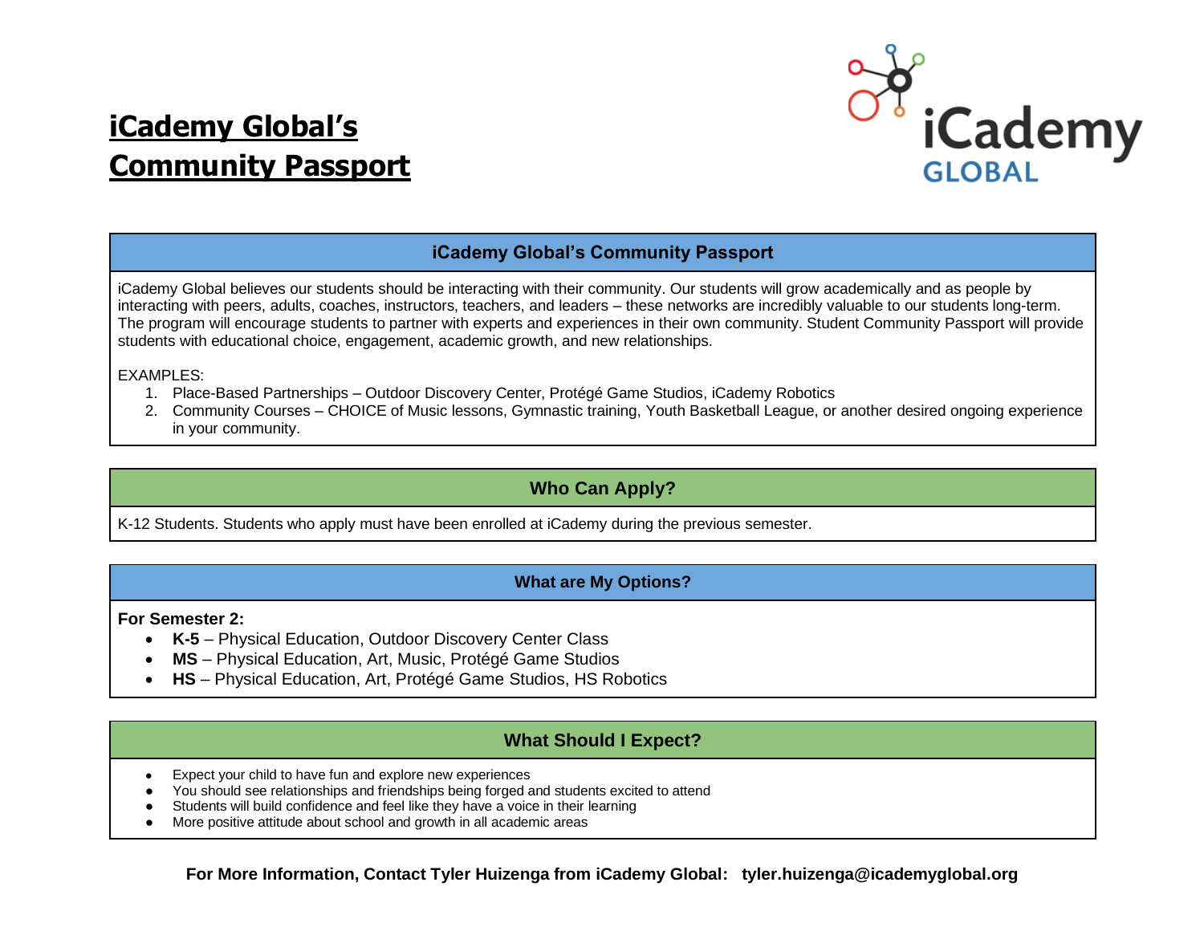# iCademy Global's Community Passport

## iCademy Global's Community Passport

iCademy Global believes our students should be interacting with their community. Our students will grow academically and as people by interacting with peers, adults, coaches, instructors, teachers, and leaders – these networks are incredibly valuable to our students long-term. The program will encourage students to partner with experts and experiences in their own community. Student Community Passport will provide students with educational choice, engagement, academic growth, and new relationships.

EXAMPLES:

1. Place-Based Partnerships – Outdoor Discovery Center, Protégé Game Studios, iCademy Robotics
2. Community Courses – CHOICE of Music lessons, Gymnastic training, Youth Basketball League, or another desired ongoing experience in your community.

## Who Can Apply?

K-12 Students. Students who apply must have been enrolled at iCademy during the previous semester.

## What are My Options?

**For Semester 2:**

- **K-5** – Physical Education, Outdoor Discovery Center Class
- **MS** – Physical Education, Art, Music, Protégé Game Studios
- **HS** – Physical Education, Art, Protégé Game Studios, HS Robotics

## What Should I Expect?

- Expect your child to have fun and explore new experiences
- You should see relationships and friendships being forged and students excited to attend
- Students will build confidence and feel like they have a voice in their learning
- More positive attitude about school and growth in all academic areas

**For More Information, Contact Tyler Huizenga from iCademy Global: tyler.huizenga@icademyglobal.org**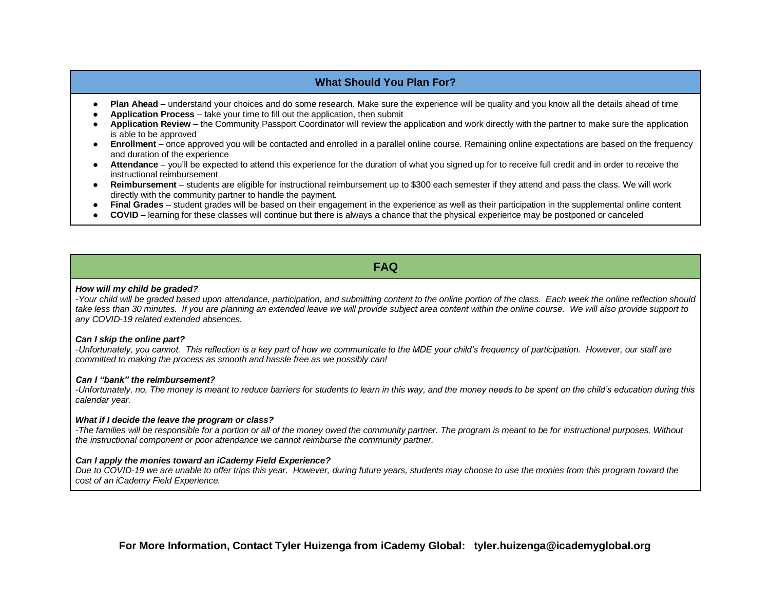## What Should You Plan For?

- **Plan Ahead** – understand your choices and do some research. Make sure the experience will be quality and you know all the details ahead of time
- **Application Process** – take your time to fill out the application, then submit
- **Application Review** – the Community Passport Coordinator will review the application and work directly with the partner to make sure the application is able to be approved
- **Enrollment** – once approved you will be contacted and enrolled in a parallel online course. Remaining online expectations are based on the frequency and duration of the experience
- **Attendance** – you'll be expected to attend this experience for the duration of what you signed up for to receive full credit and in order to receive the instructional reimbursement
- **Reimbursement** – students are eligible for instructional reimbursement up to $300 each semester if they attend and pass the class. We will work directly with the community partner to handle the payment.
- **Final Grades** – student grades will be based on their engagement in the experience as well as their participation in the supplemental online content
- **COVID –** learning for these classes will continue but there is always a chance that the physical experience may be postponed or canceled

## FAQ

***How will my child be graded?***

*-Your child will be graded based upon attendance, participation, and submitting content to the online portion of the class. Each week the online reflection should take less than 30 minutes. If you are planning an extended leave we will provide subject area content within the online course. We will also provide support to any COVID-19 related extended absences.*

***Can I skip the online part?***

*-Unfortunately, you cannot. This reflection is a key part of how we communicate to the MDE your child's frequency of participation. However, our staff are committed to making the process as smooth and hassle free as we possibly can!*

***Can I "bank" the reimbursement?***

*-Unfortunately, no. The money is meant to reduce barriers for students to learn in this way, and the money needs to be spent on the child's education during this calendar year.*

***What if I decide the leave the program or class?***

*-The families will be responsible for a portion or all of the money owed the community partner. The program is meant to be for instructional purposes. Without the instructional component or poor attendance we cannot reimburse the community partner.*

***Can I apply the monies toward an iCademy Field Experience?***

*Due to COVID-19 we are unable to offer trips this year. However, during future years, students may choose to use the monies from this program toward the cost of an iCademy Field Experience.*

**For More Information, Contact Tyler Huizenga from iCademy Global: tyler.huizenga@icademyglobal.org**